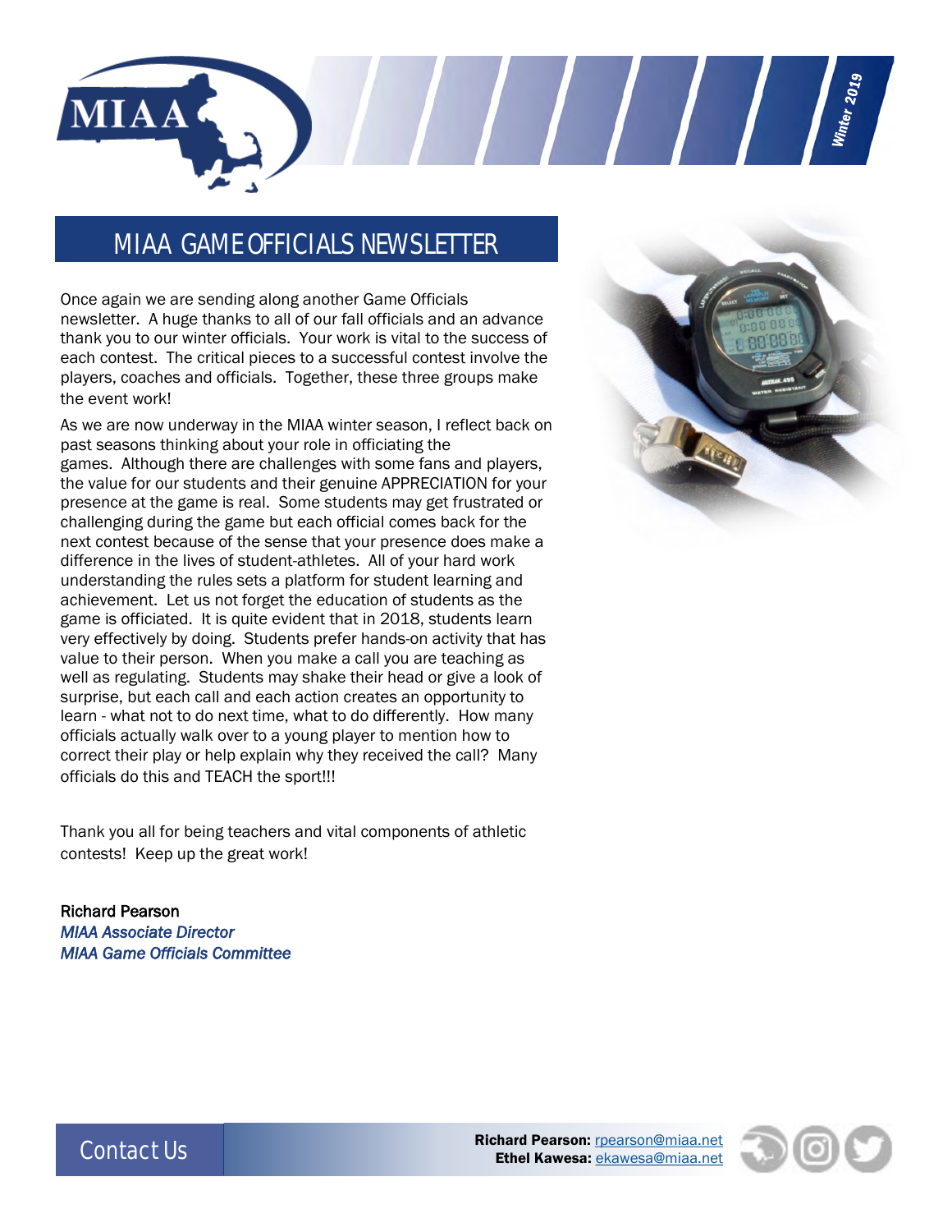Winter 2019

# MIAA GAME OFFICIALS NEWSLETTER

Once again we are sending along another Game Officials newsletter. A huge thanks to all of our fall officials and an advance thank you to our winter officials. Your work is vital to the success of each contest. The critical pieces to a successful contest involve the players, coaches and officials. Together, these three groups make the event work!

As we are now underway in the MIAA winter season, I reflect back on past seasons thinking about your role in officiating the games. Although there are challenges with some fans and players, the value for our students and their genuine APPRECIATION for your presence at the game is real. Some students may get frustrated or challenging during the game but each official comes back for the next contest because of the sense that your presence does make a difference in the lives of student-athletes. All of your hard work understanding the rules sets a platform for student learning and achievement. Let us not forget the education of students as the game is officiated. It is quite evident that in 2018, students learn very effectively by doing. Students prefer hands-on activity that has value to their person. When you make a call you are teaching as well as regulating. Students may shake their head or give a look of surprise, but each call and each action creates an opportunity to learn - what not to do next time, what to do differently. How many officials actually walk over to a young player to mention how to correct their play or help explain why they received the call? Many officials do this and TEACH the sport!!!

Thank you all for being teachers and vital components of athletic contests! Keep up the great work!

Richard Pearson
*MIAA Associate Director*
*MIAA Game Officials Committee*

## Contact Us

**Richard Pearson:** rpearson@miaa.net
**Ethel Kawesa:** ekawesa@miaa.net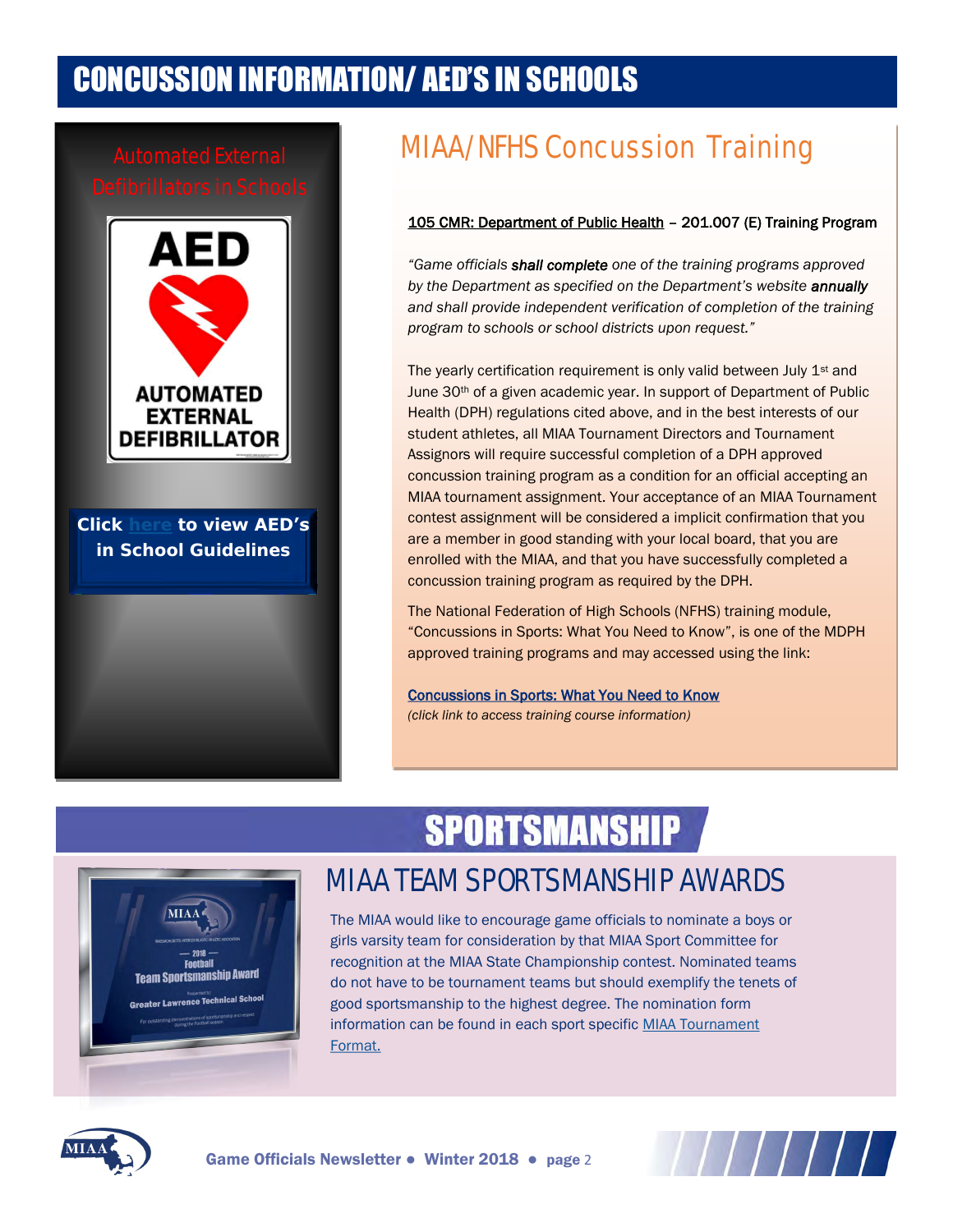# CONCUSSION INFORMATION/ AED'S IN SCHOOLS

## Automated External Defibrillators in Schools

AED

AUTOMATED EXTERNAL DEFIBRILLATOR

**Click here to view AED's in School Guidelines**

## MIAA/NFHS Concussion Training

105 CMR: Department of Public Health – 201.007 (E) Training Program

*"Game officials **shall complete** one of the training programs approved by the Department as specified on the Department's website **annually** and shall provide independent verification of completion of the training program to schools or school districts upon request."*

The yearly certification requirement is only valid between July 1st and June 30th of a given academic year. In support of Department of Public Health (DPH) regulations cited above, and in the best interests of our student athletes, all MIAA Tournament Directors and Tournament Assignors will require successful completion of a DPH approved concussion training program as a condition for an official accepting an MIAA tournament assignment. Your acceptance of an MIAA Tournament contest assignment will be considered a implicit confirmation that you are a member in good standing with your local board, that you are enrolled with the MIAA, and that you have successfully completed a concussion training program as required by the DPH.

The National Federation of High Schools (NFHS) training module, "Concussions in Sports: What You Need to Know", is one of the MDPH approved training programs and may accessed using the link:

Concussions in Sports: What You Need to Know
*(click link to access training course information)*

# SPORTSMANSHIP

## MIAA TEAM SPORTSMANSHIP AWARDS

The MIAA would like to encourage game officials to nominate a boys or girls varsity team for consideration by that MIAA Sport Committee for recognition at the MIAA State Championship contest. Nominated teams do not have to be tournament teams but should exemplify the tenets of good sportsmanship to the highest degree. The nomination form information can be found in each sport specific MIAA Tournament Format.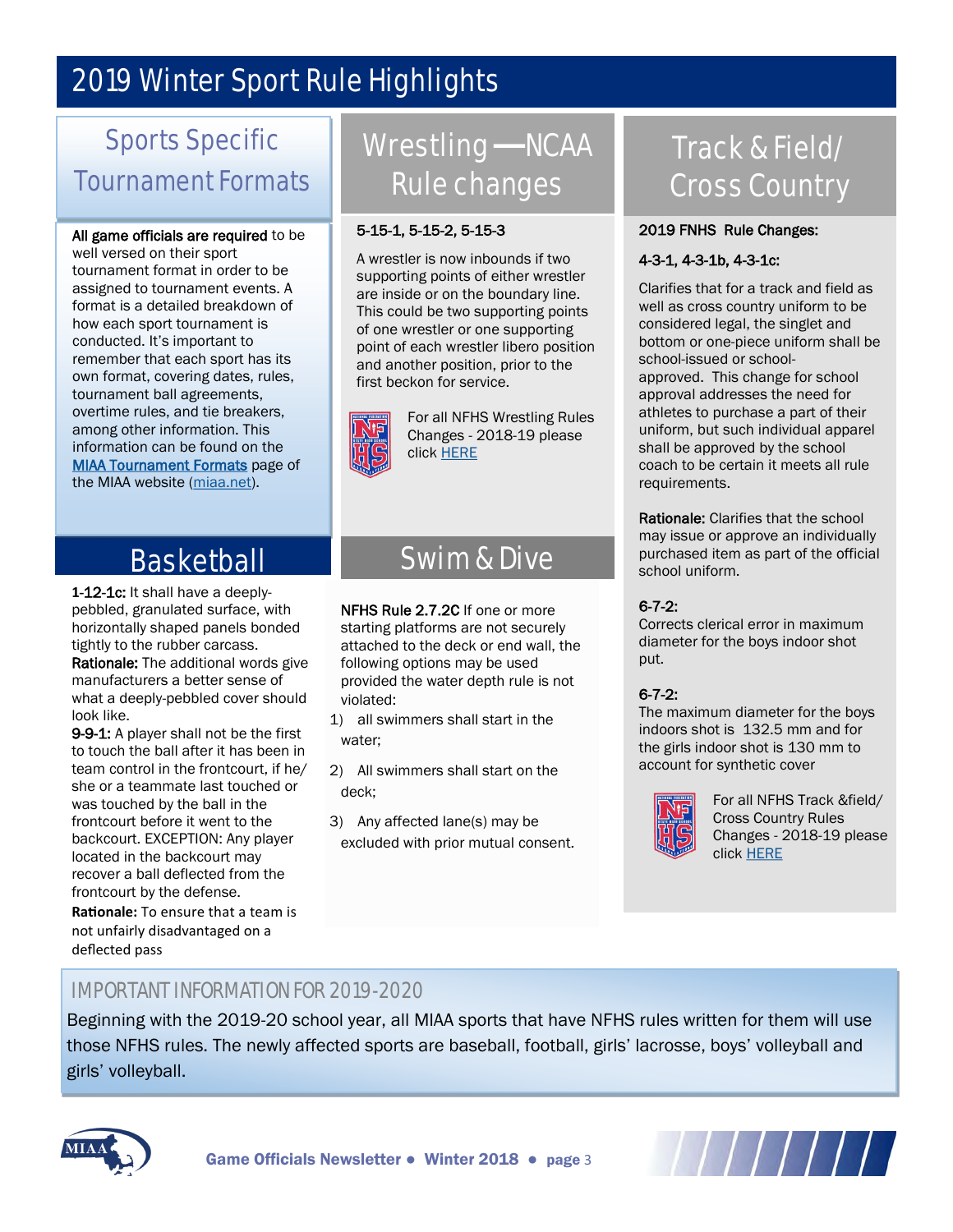# 2019 Winter Sport Rule Highlights

## Sports Specific Tournament Formats

**All game officials are required** to be well versed on their sport tournament format in order to be assigned to tournament events. A format is a detailed breakdown of how each sport tournament is conducted. It's important to remember that each sport has its own format, covering dates, rules, tournament ball agreements, overtime rules, and tie breakers, among other information. This information can be found on the MIAA Tournament Formats page of the MIAA website (miaa.net).

## Basketball

**1-12-1c:** It shall have a deeply-pebbled, granulated surface, with horizontally shaped panels bonded tightly to the rubber carcass.

**Rationale:** The additional words give manufacturers a better sense of what a deeply-pebbled cover should look like.

**9-9-1:** A player shall not be the first to touch the ball after it has been in team control in the frontcourt, if he/she or a teammate last touched or was touched by the ball in the frontcourt before it went to the backcourt. EXCEPTION: Any player located in the backcourt may recover a ball deflected from the frontcourt by the defense.

**Rationale:** To ensure that a team is not unfairly disadvantaged on a deflected pass

## Wrestling —NCAA Rule changes

**5-15-1, 5-15-2, 5-15-3**

A wrestler is now inbounds if two supporting points of either wrestler are inside or on the boundary line. This could be two supporting points of one wrestler or one supporting point of each wrestler libero position and another position, prior to the first beckon for service.

For all NFHS Wrestling Rules Changes - 2018-19 please click HERE

## Swim & Dive

**NFHS Rule 2.7.2C** If one or more starting platforms are not securely attached to the deck or end wall, the following options may be used provided the water depth rule is not violated:

1) all swimmers shall start in the water;
2) All swimmers shall start on the deck;
3) Any affected lane(s) may be excluded with prior mutual consent.

## Track & Field/ Cross Country

**2019 FNHS Rule Changes:**

**4-3-1, 4-3-1b, 4-3-1c:**

Clarifies that for a track and field as well as cross country uniform to be considered legal, the singlet and bottom or one-piece uniform shall be school-issued or school-approved. This change for school approval addresses the need for athletes to purchase a part of their uniform, but such individual apparel shall be approved by the school coach to be certain it meets all rule requirements.

**Rationale:** Clarifies that the school may issue or approve an individually purchased item as part of the official school uniform.

**6-7-2:**
Corrects clerical error in maximum diameter for the boys indoor shot put.

**6-7-2:**
The maximum diameter for the boys indoors shot is 132.5 mm and for the girls indoor shot is 130 mm to account for synthetic cover

For all NFHS Track &field/ Cross Country Rules Changes - 2018-19 please click HERE

## IMPORTANT INFORMATION FOR 2019-2020

Beginning with the 2019-20 school year, all MIAA sports that have NFHS rules written for them will use those NFHS rules. The newly affected sports are baseball, football, girls' lacrosse, boys' volleyball and girls' volleyball.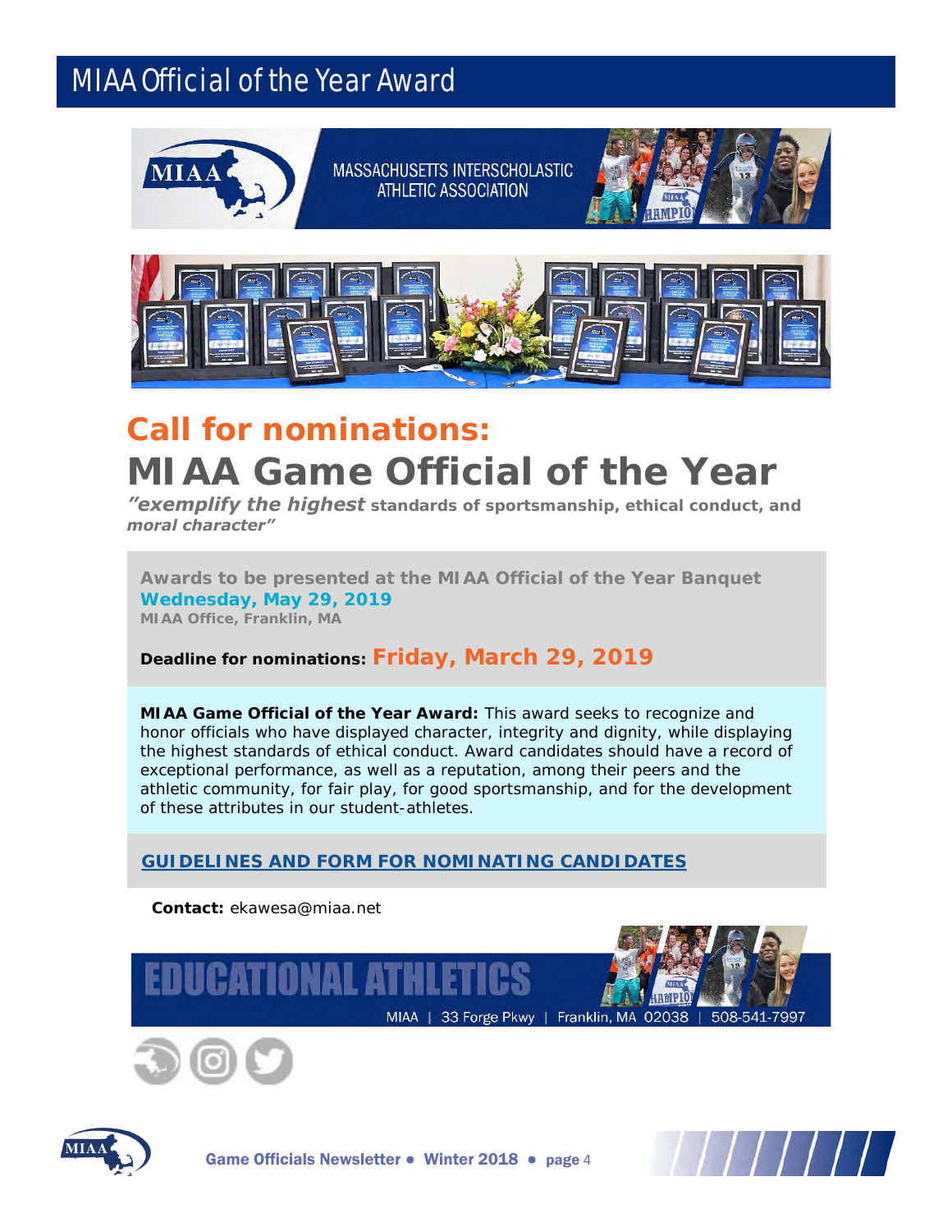# MIAA Official of the Year Award

MASSACHUSETTS INTERSCHOLASTIC ATHLETIC ASSOCIATION

## Call for nominations:

# MIAA Game Official of the Year

***"exemplify the highest*** **standards of sportsmanship, ethical conduct, and** ***moral character"***

**Awards to be presented at the MIAA Official of the Year Banquet**
**Wednesday, May 29, 2019**
**MIAA Office, Franklin, MA**

**Deadline for nominations: Friday, March 29, 2019**

**MIAA Game Official of the Year Award:** This award seeks to recognize and honor officials who have displayed character, integrity and dignity, while displaying the highest standards of ethical conduct. Award candidates should have a record of exceptional performance, as well as a reputation, among their peers and the athletic community, for fair play, for good sportsmanship, and for the development of these attributes in our student-athletes.

**GUIDELINES AND FORM FOR NOMINATING CANDIDATES**

**Contact:** ekawesa@miaa.net

EDUCATIONAL ATHLETICS

MIAA | 33 Forge Pkwy | Franklin, MA 02038 | 508-541-7997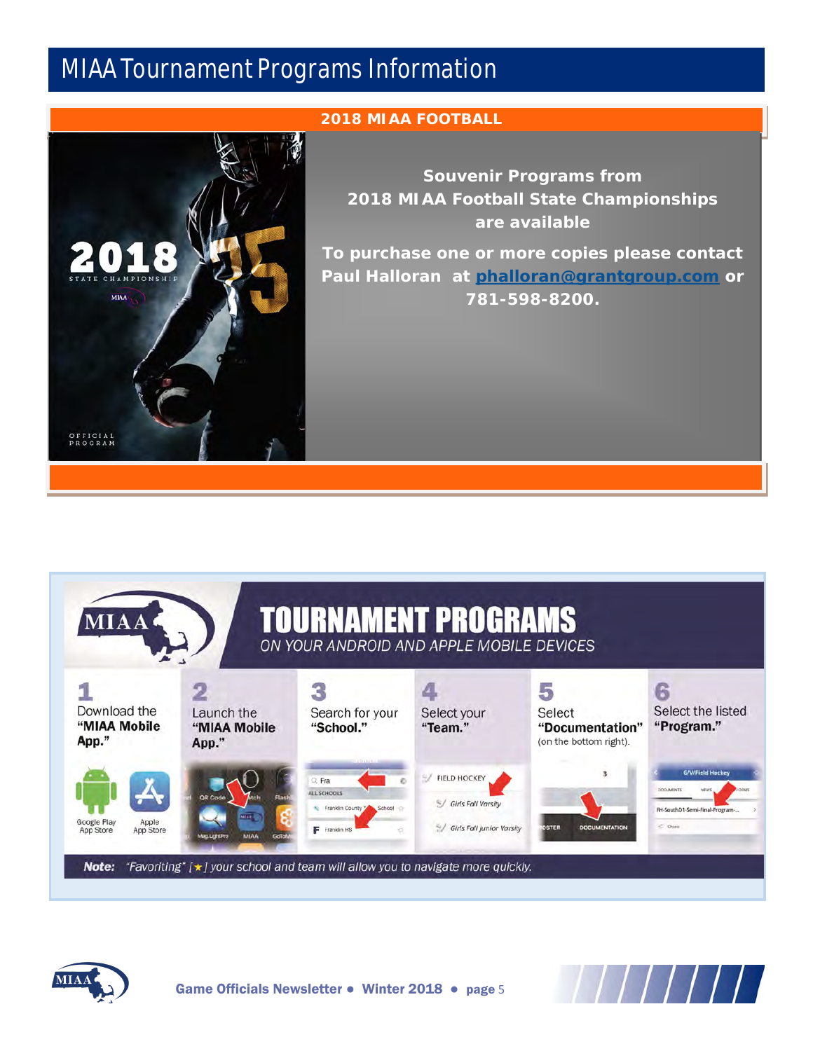# MIAA Tournament Programs Information

## 2018 MIAA FOOTBALL

**Souvenir Programs from 2018 MIAA Football State Championships are available**

**To purchase one or more copies please contact Paul Halloran at phalloran@grantgroup.com or 781-598-8200.**

## TOURNAMENT PROGRAMS

*ON YOUR ANDROID AND APPLE MOBILE DEVICES*

1. Download the **"MIAA Mobile App."** (Google Play App Store / Apple App Store)
2. Launch the **"MIAA Mobile App."**
3. Search for your **"School."**
4. Select your **"Team."**
5. Select **"Documentation"** (on the bottom right).
6. Select the listed **"Program."**

**Note:** *"Favoriting" [★] your school and team will allow you to navigate more quickly.*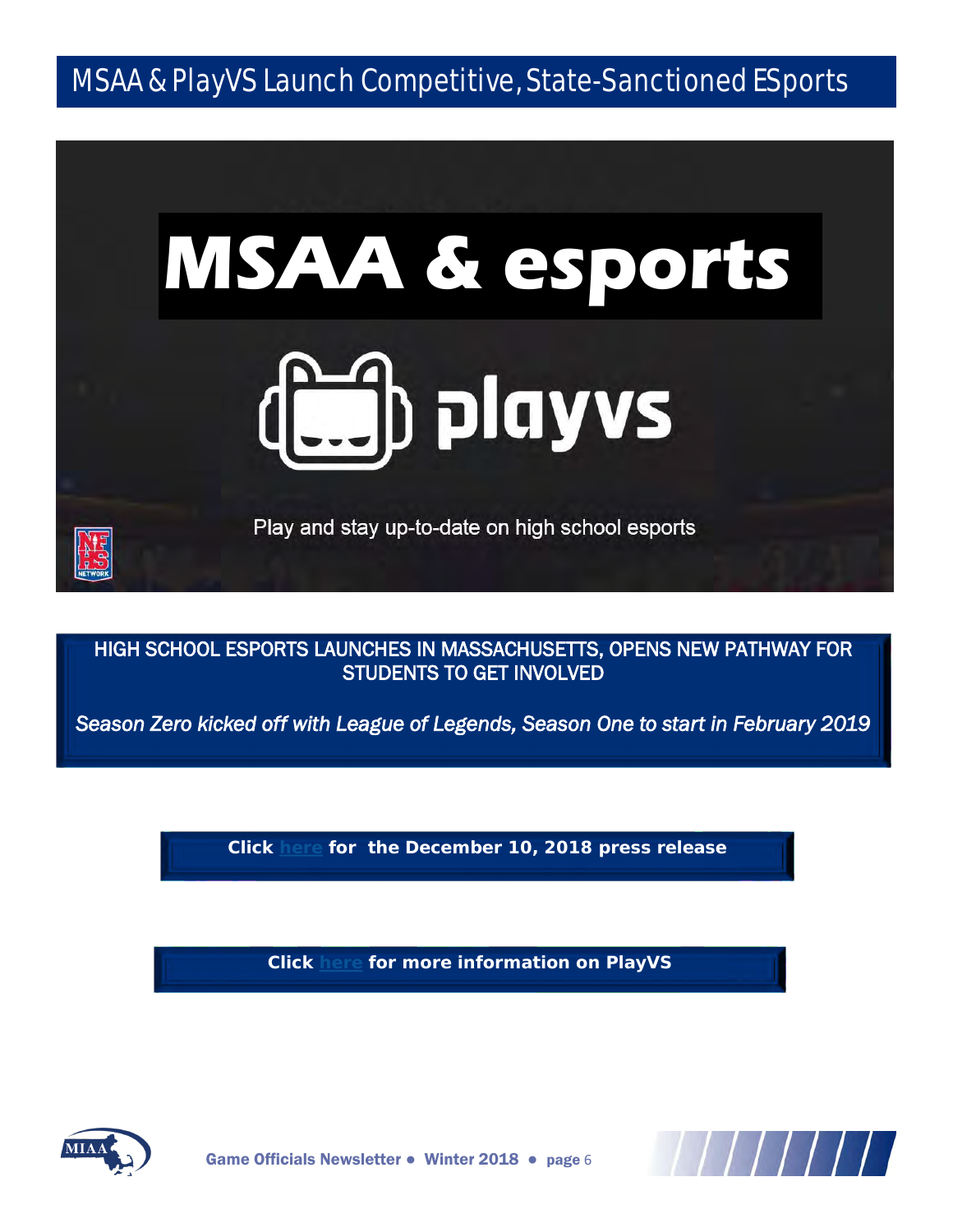# MSAA & PlayVS Launch Competitive, State-Sanctioned ESports

MSAA & esports

playvs

Play and stay up-to-date on high school esports

HIGH SCHOOL ESPORTS LAUNCHES IN MASSACHUSETTS, OPENS NEW PATHWAY FOR STUDENTS TO GET INVOLVED

*Season Zero kicked off with League of Legends, Season One to start in February 2019*

**Click here for the December 10, 2018 press release**

**Click here for more information on PlayVS**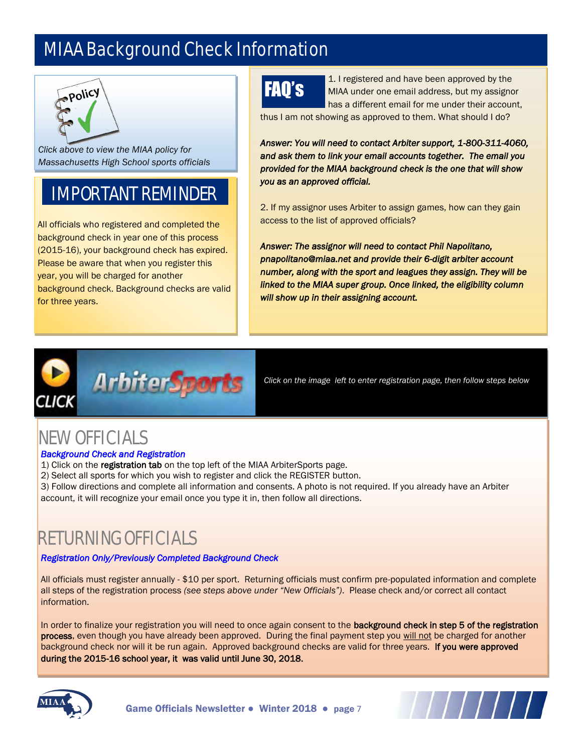# MIAA Background Check Information

*Click above to view the MIAA policy for Massachusetts High School sports officials*

## IMPORTANT REMINDER

All officials who registered and completed the background check in year one of this process (2015-16), your background check has expired. Please be aware that when you register this year, you will be charged for another background check. Background checks are valid for three years.

## FAQ's

1. I registered and have been approved by the MIAA under one email address, but my assignor has a different email for me under their account, thus I am not showing as approved to them. What should I do?

***Answer: You will need to contact Arbiter support, 1-800-311-4060, and ask them to link your email accounts together. The email you provided for the MIAA background check is the one that will show you as an approved official.***

2. If my assignor uses Arbiter to assign games, how can they gain access to the list of approved officials?

***Answer: The assignor will need to contact Phil Napolitano, pnapolitano@miaa.net and provide their 6-digit arbiter account number, along with the sport and leagues they assign. They will be linked to the MIAA super group. Once linked, the eligibility column will show up in their assigning account.***

*Click on the image left to enter registration page, then follow steps below*

## NEW OFFICIALS

***Background Check and Registration***

1) Click on the **registration tab** on the top left of the MIAA ArbiterSports page.
2) Select all sports for which you wish to register and click the REGISTER button.
3) Follow directions and complete all information and consents. A photo is not required. If you already have an Arbiter account, it will recognize your email once you type it in, then follow all directions.

## RETURNING OFFICIALS

***Registration Only/Previously Completed Background Check***

All officials must register annually - $10 per sport. Returning officials must confirm pre-populated information and complete all steps of the registration process *(see steps above under "New Officials")*. Please check and/or correct all contact information.

In order to finalize your registration you will need to once again consent to the **background check in step 5 of the registration process**, even though you have already been approved. During the final payment step you will not be charged for another background check nor will it be run again. Approved background checks are valid for three years. **If you were approved during the 2015-16 school year, it was valid until June 30, 2018.**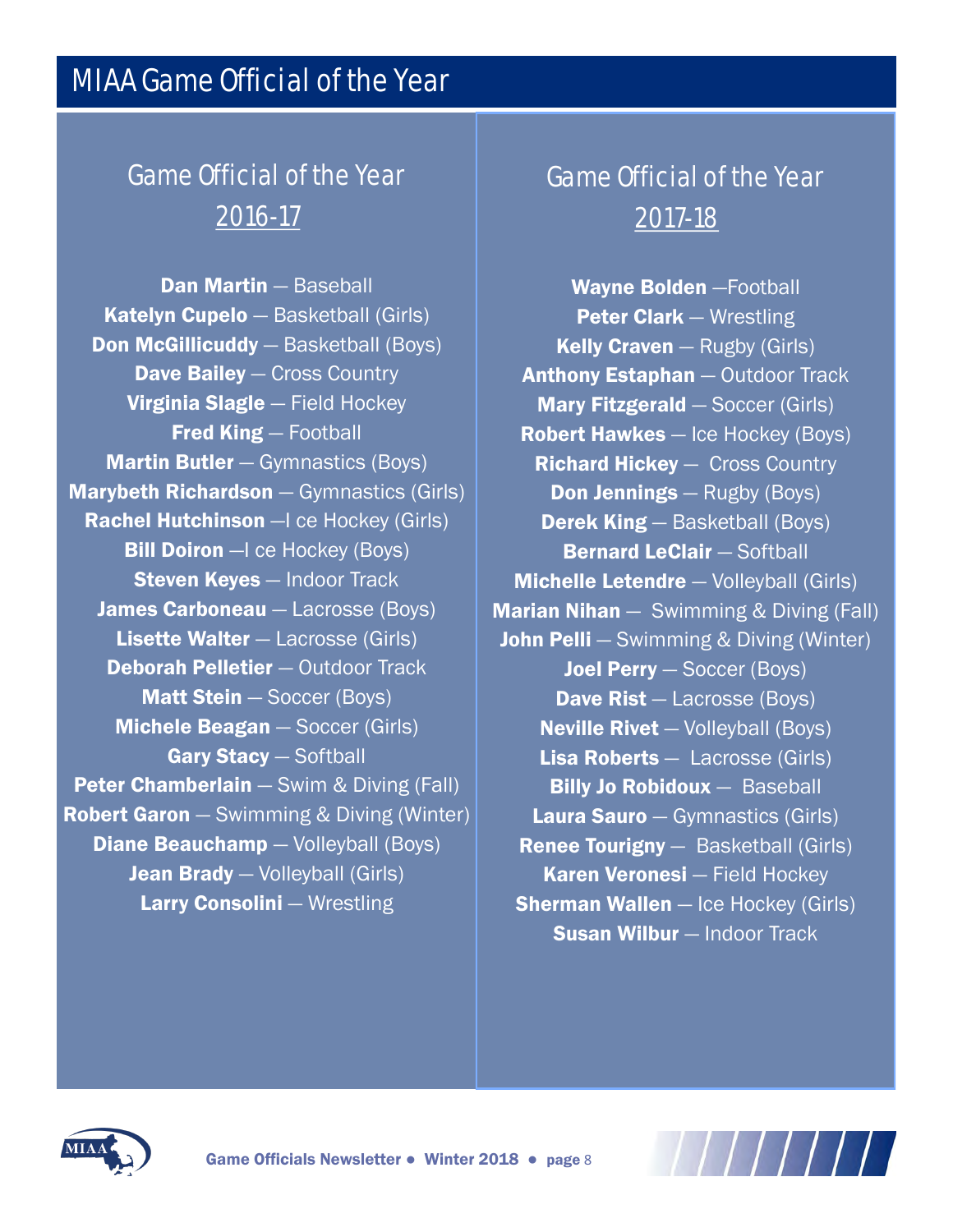# MIAA Game Official of the Year

## Game Official of the Year 2016-17

**Dan Martin** — Baseball
**Katelyn Cupelo** — Basketball (Girls)
**Don McGillicuddy** — Basketball (Boys)
**Dave Bailey** — Cross Country
**Virginia Slagle** — Field Hockey
**Fred King** — Football
**Martin Butler** — Gymnastics (Boys)
**Marybeth Richardson** — Gymnastics (Girls)
**Rachel Hutchinson** —I ce Hockey (Girls)
**Bill Doiron** —I ce Hockey (Boys)
**Steven Keyes** — Indoor Track
**James Carboneau** — Lacrosse (Boys)
**Lisette Walter** — Lacrosse (Girls)
**Deborah Pelletier** — Outdoor Track
**Matt Stein** — Soccer (Boys)
**Michele Beagan** — Soccer (Girls)
**Gary Stacy** — Softball
**Peter Chamberlain** — Swim & Diving (Fall)
**Robert Garon** — Swimming & Diving (Winter)
**Diane Beauchamp** — Volleyball (Boys)
**Jean Brady** — Volleyball (Girls)
**Larry Consolini** — Wrestling

## Game Official of the Year 2017-18

**Wayne Bolden** —Football
**Peter Clark** — Wrestling
**Kelly Craven** — Rugby (Girls)
**Anthony Estaphan** — Outdoor Track
**Mary Fitzgerald** — Soccer (Girls)
**Robert Hawkes** — Ice Hockey (Boys)
**Richard Hickey** — Cross Country
**Don Jennings** — Rugby (Boys)
**Derek King** — Basketball (Boys)
**Bernard LeClair** — Softball
**Michelle Letendre** — Volleyball (Girls)
**Marian Nihan** — Swimming & Diving (Fall)
**John Pelli** — Swimming & Diving (Winter)
**Joel Perry** — Soccer (Boys)
**Dave Rist** — Lacrosse (Boys)
**Neville Rivet** — Volleyball (Boys)
**Lisa Roberts** — Lacrosse (Girls)
**Billy Jo Robidoux** — Baseball
**Laura Sauro** — Gymnastics (Girls)
**Renee Tourigny** — Basketball (Girls)
**Karen Veronesi** — Field Hockey
**Sherman Wallen** — Ice Hockey (Girls)
**Susan Wilbur** — Indoor Track